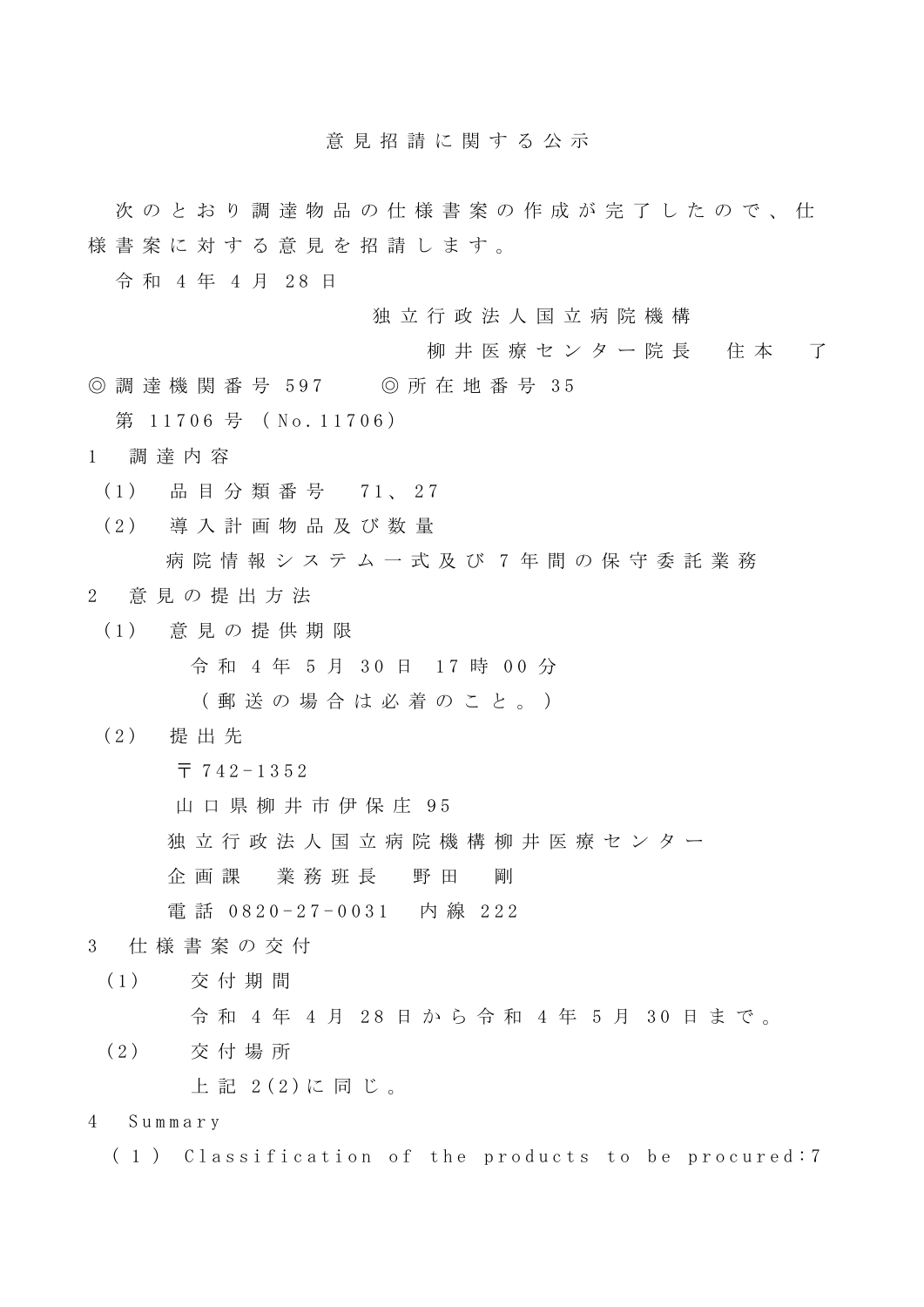# 意見招請に関する公示

次のとおり調達物品の仕様書案の作成が完了したので、仕様書案に対する意見を招請します。

令和４年４月28日

独立行政法人国立病院機構
柳井医療センター院長　住本　了

◎調達機関番号 597　　◎所在地番号 35

第11706号（No.11706）

1　調達内容

（1）　品目分類番号　71、27

（2）　導入計画物品及び数量

病院情報システム一式及び７年間の保守委託業務

2　意見の提出方法

（1）　意見の提供期限

令和４年５月30日 17時00分

（郵送の場合は必着のこと。）

（2）　提出先

〒742-1352

山口県柳井市伊保庄95

独立行政法人国立病院機構柳井医療センター

企画課　業務班長　野田　剛

電話 0820-27-0031　内線 222

3　仕様書案の交付

（1）　交付期間

令和４年４月28日から令和４年５月30日まで。

（2）　交付場所

上記2(2)に同じ。

4　Summary

（1）Classification of the products to be procured:7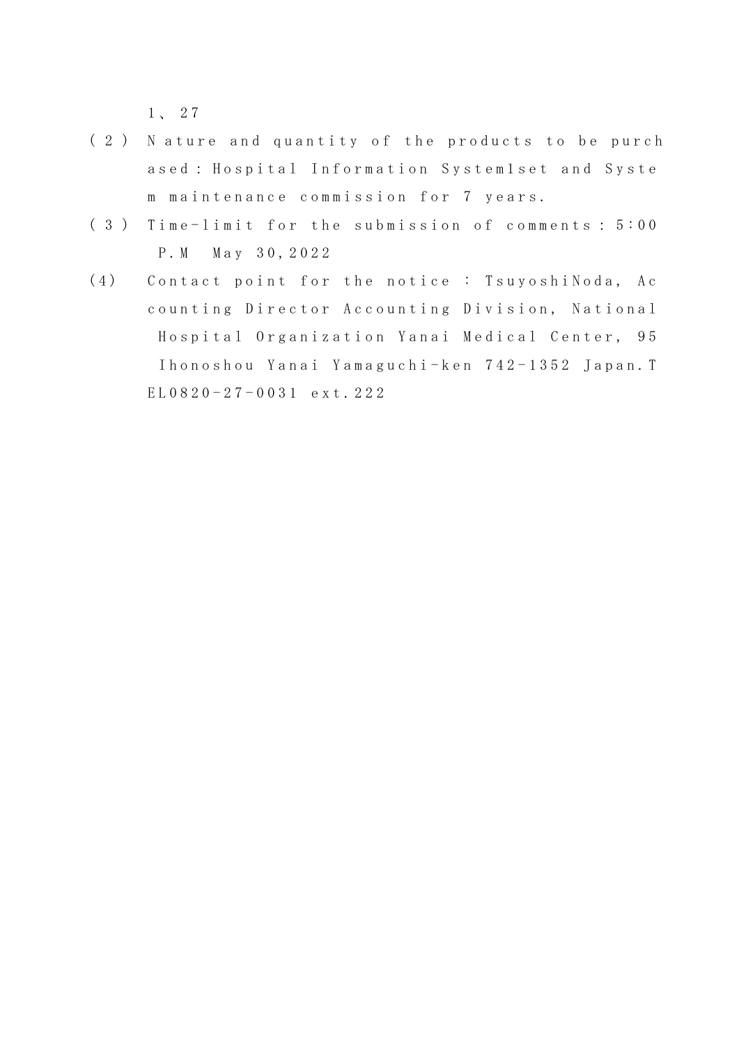1、27

（2） Nature and quantity of the products to be purchased：Hospital Information System1set and System maintenance commission for 7 years.

（3） Time-limit for the submission of comments：5:00 P.M　May 30,2022

(4)　Contact point for the notice : TsuyoshiNoda, Accounting Director Accounting Division, National Hospital Organization Yanai Medical Center, 95 Ihonoshou Yanai Yamaguchi-ken 742-1352 Japan.TEL0820-27-0031 ext.222